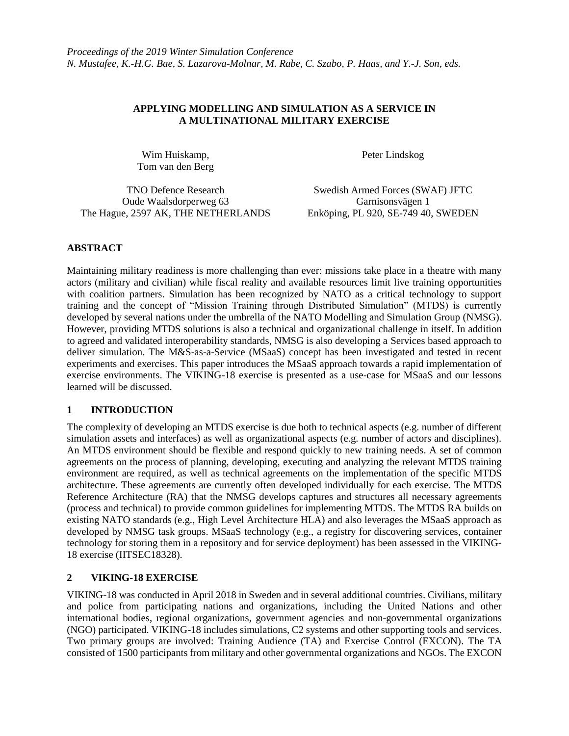*Proceedings of the 2019 Winter Simulation Conference*
*N. Mustafee, K.-H.G. Bae, S. Lazarova-Molnar, M. Rabe, C. Szabo, P. Haas, and Y.-J. Son, eds.*

# APPLYING MODELLING AND SIMULATION AS A SERVICE IN A MULTINATIONAL MILITARY EXERCISE

Wim Huiskamp,
Tom van den Berg

TNO Defence Research
Oude Waalsdorperweg 63
The Hague, 2597 AK, THE NETHERLANDS

Peter Lindskog

Swedish Armed Forces (SWAF) JFTC
Garnisonsvägen 1
Enköping, PL 920, SE-749 40, SWEDEN

## ABSTRACT

Maintaining military readiness is more challenging than ever: missions take place in a theatre with many actors (military and civilian) while fiscal reality and available resources limit live training opportunities with coalition partners. Simulation has been recognized by NATO as a critical technology to support training and the concept of "Mission Training through Distributed Simulation" (MTDS) is currently developed by several nations under the umbrella of the NATO Modelling and Simulation Group (NMSG). However, providing MTDS solutions is also a technical and organizational challenge in itself. In addition to agreed and validated interoperability standards, NMSG is also developing a Services based approach to deliver simulation. The M&S-as-a-Service (MSaaS) concept has been investigated and tested in recent experiments and exercises. This paper introduces the MSaaS approach towards a rapid implementation of exercise environments. The VIKING-18 exercise is presented as a use-case for MSaaS and our lessons learned will be discussed.

## 1 INTRODUCTION

The complexity of developing an MTDS exercise is due both to technical aspects (e.g. number of different simulation assets and interfaces) as well as organizational aspects (e.g. number of actors and disciplines). An MTDS environment should be flexible and respond quickly to new training needs. A set of common agreements on the process of planning, developing, executing and analyzing the relevant MTDS training environment are required, as well as technical agreements on the implementation of the specific MTDS architecture. These agreements are currently often developed individually for each exercise. The MTDS Reference Architecture (RA) that the NMSG develops captures and structures all necessary agreements (process and technical) to provide common guidelines for implementing MTDS. The MTDS RA builds on existing NATO standards (e.g., High Level Architecture HLA) and also leverages the MSaaS approach as developed by NMSG task groups. MSaaS technology (e.g., a registry for discovering services, container technology for storing them in a repository and for service deployment) has been assessed in the VIKING-18 exercise (IITSEC18328).

## 2 VIKING-18 EXERCISE

VIKING-18 was conducted in April 2018 in Sweden and in several additional countries. Civilians, military and police from participating nations and organizations, including the United Nations and other international bodies, regional organizations, government agencies and non-governmental organizations (NGO) participated. VIKING-18 includes simulations, C2 systems and other supporting tools and services. Two primary groups are involved: Training Audience (TA) and Exercise Control (EXCON). The TA consisted of 1500 participants from military and other governmental organizations and NGOs. The EXCON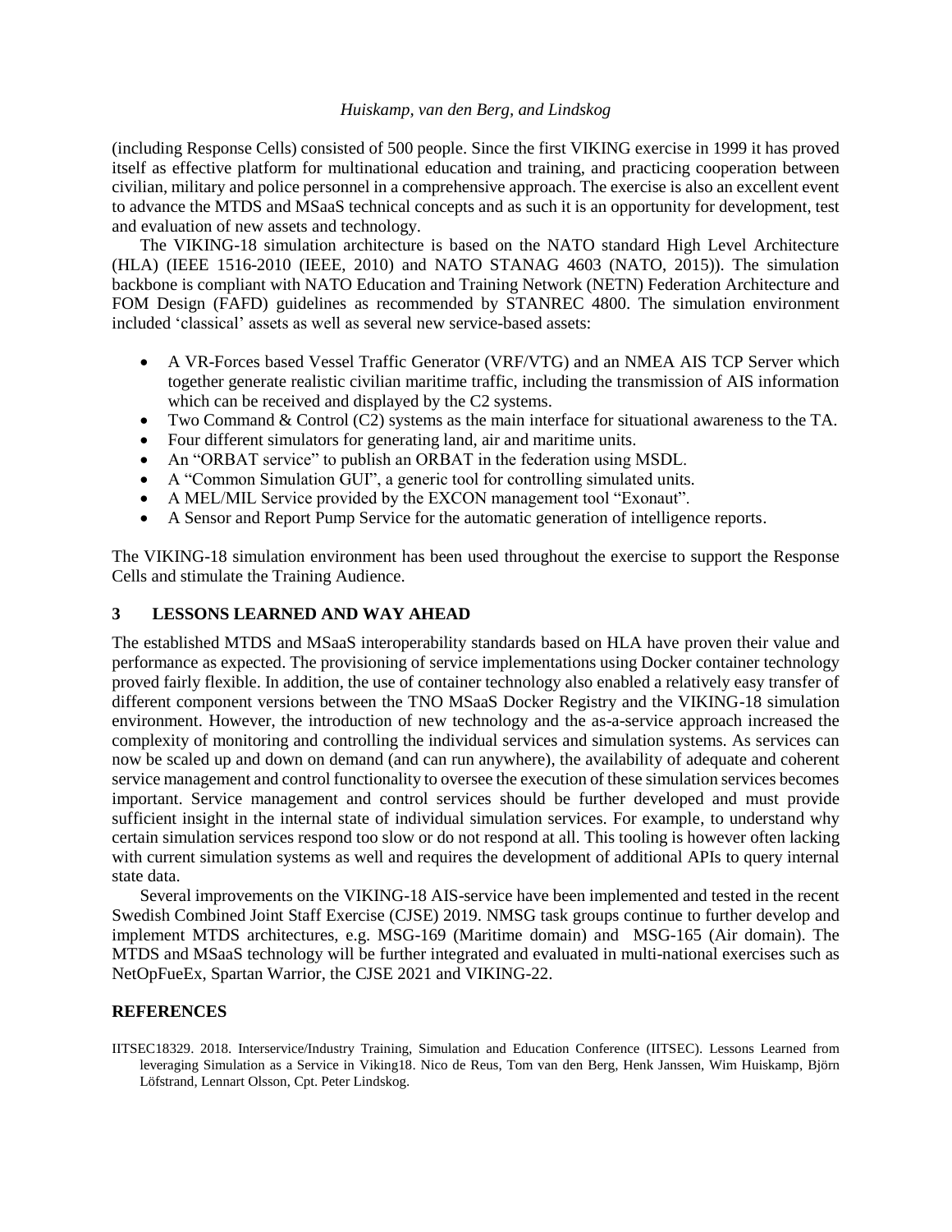(including Response Cells) consisted of 500 people. Since the first VIKING exercise in 1999 it has proved itself as effective platform for multinational education and training, and practicing cooperation between civilian, military and police personnel in a comprehensive approach. The exercise is also an excellent event to advance the MTDS and MSaaS technical concepts and as such it is an opportunity for development, test and evaluation of new assets and technology.

The VIKING-18 simulation architecture is based on the NATO standard High Level Architecture (HLA) (IEEE 1516-2010 (IEEE, 2010) and NATO STANAG 4603 (NATO, 2015)). The simulation backbone is compliant with NATO Education and Training Network (NETN) Federation Architecture and FOM Design (FAFD) guidelines as recommended by STANREC 4800. The simulation environment included 'classical' assets as well as several new service-based assets:

- A VR-Forces based Vessel Traffic Generator (VRF/VTG) and an NMEA AIS TCP Server which together generate realistic civilian maritime traffic, including the transmission of AIS information which can be received and displayed by the C2 systems.
- Two Command & Control (C2) systems as the main interface for situational awareness to the TA.
- Four different simulators for generating land, air and maritime units.
- An "ORBAT service" to publish an ORBAT in the federation using MSDL.
- A "Common Simulation GUI", a generic tool for controlling simulated units.
- A MEL/MIL Service provided by the EXCON management tool "Exonaut".
- A Sensor and Report Pump Service for the automatic generation of intelligence reports.

The VIKING-18 simulation environment has been used throughout the exercise to support the Response Cells and stimulate the Training Audience.

## 3 LESSONS LEARNED AND WAY AHEAD

The established MTDS and MSaaS interoperability standards based on HLA have proven their value and performance as expected. The provisioning of service implementations using Docker container technology proved fairly flexible. In addition, the use of container technology also enabled a relatively easy transfer of different component versions between the TNO MSaaS Docker Registry and the VIKING-18 simulation environment. However, the introduction of new technology and the as-a-service approach increased the complexity of monitoring and controlling the individual services and simulation systems. As services can now be scaled up and down on demand (and can run anywhere), the availability of adequate and coherent service management and control functionality to oversee the execution of these simulation services becomes important. Service management and control services should be further developed and must provide sufficient insight in the internal state of individual simulation services. For example, to understand why certain simulation services respond too slow or do not respond at all. This tooling is however often lacking with current simulation systems as well and requires the development of additional APIs to query internal state data.

Several improvements on the VIKING-18 AIS-service have been implemented and tested in the recent Swedish Combined Joint Staff Exercise (CJSE) 2019. NMSG task groups continue to further develop and implement MTDS architectures, e.g. MSG-169 (Maritime domain) and MSG-165 (Air domain). The MTDS and MSaaS technology will be further integrated and evaluated in multi-national exercises such as NetOpFueEx, Spartan Warrior, the CJSE 2021 and VIKING-22.

## REFERENCES

IITSEC18329. 2018. Interservice/Industry Training, Simulation and Education Conference (IITSEC). Lessons Learned from leveraging Simulation as a Service in Viking18. Nico de Reus, Tom van den Berg, Henk Janssen, Wim Huiskamp, Björn Löfstrand, Lennart Olsson, Cpt. Peter Lindskog.